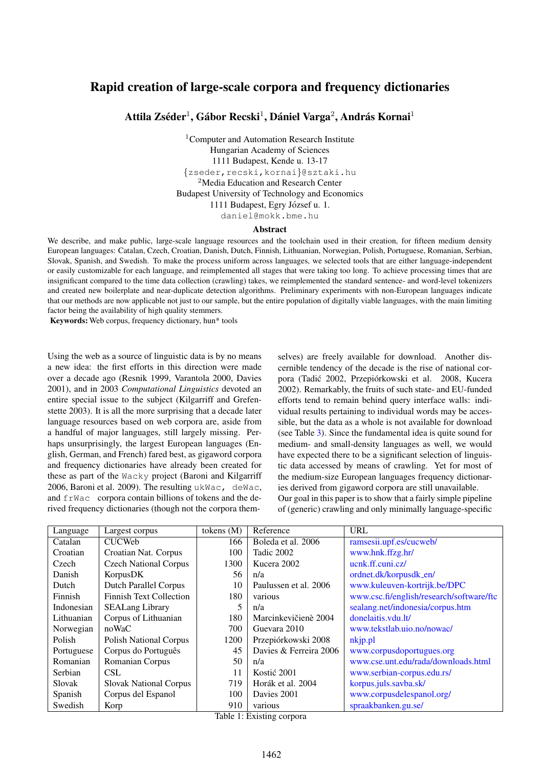# Rapid creation of large-scale corpora and frequency dictionaries

**Attila Zséder[1], Gábor Recski[1], Dániel Varga[2], András Kornai[1]**

[1]Computer and Automation Research Institute
Hungarian Academy of Sciences
1111 Budapest, Kende u. 13-17
{zseder,recski,kornai}@sztaki.hu
[2]Media Education and Research Center
Budapest University of Technology and Economics
1111 Budapest, Egry József u. 1.
daniel@mokk.bme.hu

### Abstract

We describe, and make public, large-scale language resources and the toolchain used in their creation, for fifteen medium density European languages: Catalan, Czech, Croatian, Danish, Dutch, Finnish, Lithuanian, Norwegian, Polish, Portuguese, Romanian, Serbian, Slovak, Spanish, and Swedish. To make the process uniform across languages, we selected tools that are either language-independent or easily customizable for each language, and reimplemented all stages that were taking too long. To achieve processing times that are insignificant compared to the time data collection (crawling) takes, we reimplemented the standard sentence- and word-level tokenizers and created new boilerplate and near-duplicate detection algorithms. Preliminary experiments with non-European languages indicate that our methods are now applicable not just to our sample, but the entire population of digitally viable languages, with the main limiting factor being the availability of high quality stemmers.

**Keywords:** Web corpus, frequency dictionary, hun* tools

Using the web as a source of linguistic data is by no means a new idea: the first efforts in this direction were made over a decade ago (Resnik 1999, Varantola 2000, Davies 2001), and in 2003 *Computational Linguistics* devoted an entire special issue to the subject (Kilgarriff and Grefenstette 2003). It is all the more surprising that a decade later language resources based on web corpora are, aside from a handful of major languages, still largely missing. Perhaps unsurprisingly, the largest European languages (English, German, and French) fared best, as gigaword corpora and frequency dictionaries have already been created for these as part of the `Wacky` project (Baroni and Kilgarriff 2006, Baroni et al. 2009). The resulting `ukWac`, `deWac`, and `frWac` corpora contain billions of tokens and the derived frequency dictionaries (though not the corpora themselves) are freely available for download. Another discernible tendency of the decade is the rise of national corpora (Tadić 2002, Przepiórkowski et al. 2008, Kucera 2002). Remarkably, the fruits of such state- and EU-funded efforts tend to remain behind query interface walls: individual results pertaining to individual words may be accessible, but the data as a whole is not available for download (see Table 3). Since the fundamental idea is quite sound for medium- and small-density languages as well, we would have expected there to be a significant selection of linguistic data accessed by means of crawling. Yet for most of the medium-size European languages frequency dictionaries derived from gigaword corpora are still unavailable.

Our goal in this paper is to show that a fairly simple pipeline of (generic) crawling and only minimally language-specific

| Language | Largest corpus | tokens (M) | Reference | URL |
|---|---|---|---|---|
| Catalan | CUCWeb | 166 | Boleda et al. 2006 | ramsesii.upf.es/cucweb/ |
| Croatian | Croatian Nat. Corpus | 100 | Tadic 2002 | www.hnk.ffzg.hr/ |
| Czech | Czech National Corpus | 1300 | Kucera 2002 | ucnk.ff.cuni.cz/ |
| Danish | KorpusDK | 56 | n/a | ordnet.dk/korpusdk_en/ |
| Dutch | Dutch Parallel Corpus | 10 | Paulussen et al. 2006 | www.kuleuven-kortrijk.be/DPC |
| Finnish | Finnish Text Collection | 180 | various | www.csc.fi/english/research/software/ftc |
| Indonesian | SEALang Library | 5 | n/a | sealang.net/indonesia/corpus.htm |
| Lithuanian | Corpus of Lithuanian | 180 | Marcinkevičienė 2004 | donelaitis.vdu.lt/ |
| Norwegian | noWaC | 700 | Guevara 2010 | www.tekstlab.uio.no/nowac/ |
| Polish | Polish National Corpus | 1200 | Przepiórkowski 2008 | nkjp.pl |
| Portuguese | Corpus do Português | 45 | Davies & Ferreira 2006 | www.corpusdoportugues.org |
| Romanian | Romanian Corpus | 50 | n/a | www.cse.unt.edu/rada/downloads.html |
| Serbian | CSL | 11 | Kostić 2001 | www.serbian-corpus.edu.rs/ |
| Slovak | Slovak National Corpus | 719 | Horák et al. 2004 | korpus.juls.savba.sk/ |
| Spanish | Corpus del Espanol | 100 | Davies 2001 | www.corpusdelespanol.org/ |
| Swedish | Korp | 910 | various | spraakbanken.gu.se/ |

Table 1: Existing corpora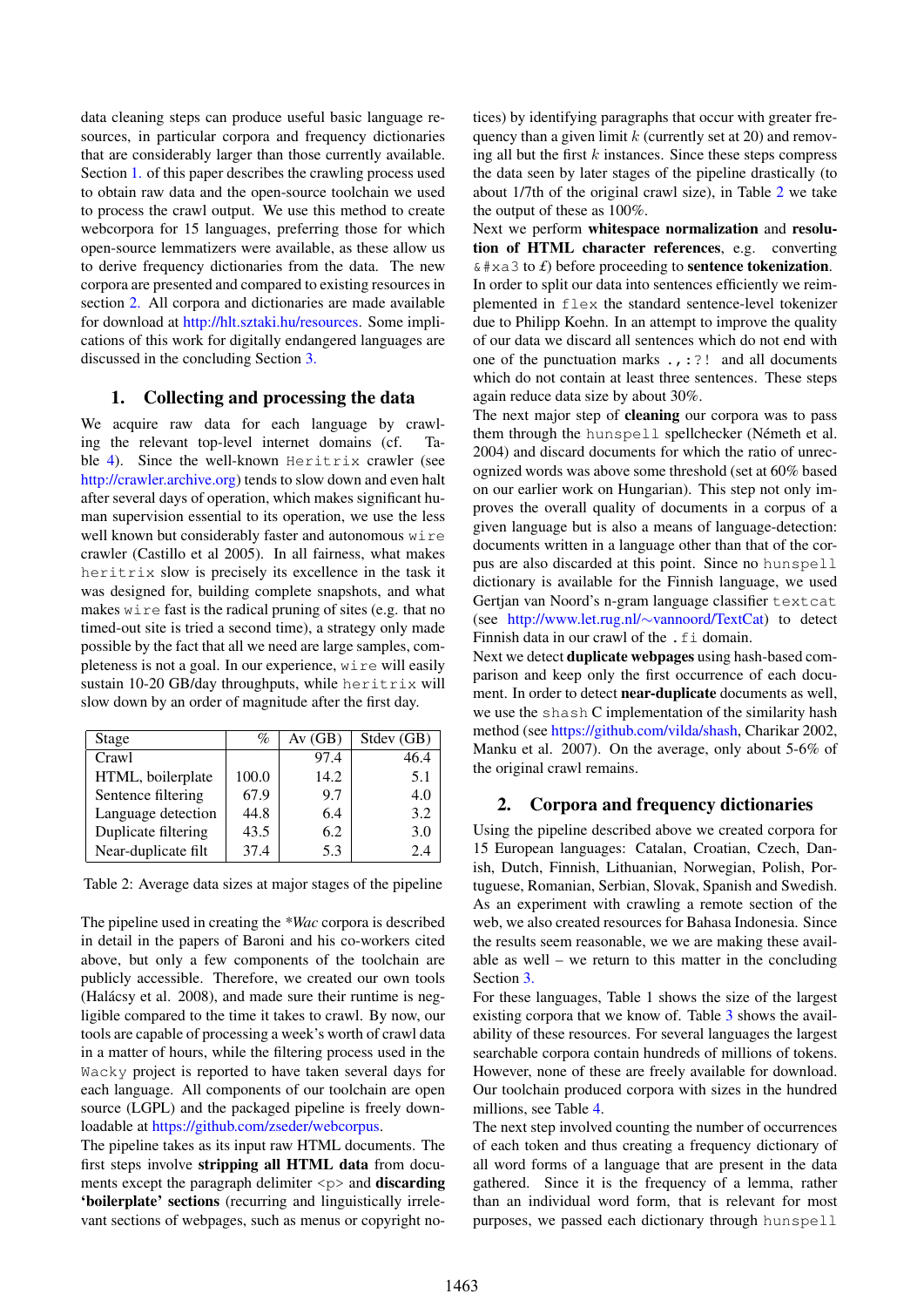data cleaning steps can produce useful basic language resources, in particular corpora and frequency dictionaries that are considerably larger than those currently available. Section 1. of this paper describes the crawling process used to obtain raw data and the open-source toolchain we used to process the crawl output. We use this method to create webcorpora for 15 languages, preferring those for which open-source lemmatizers were available, as these allow us to derive frequency dictionaries from the data. The new corpora are presented and compared to existing resources in section 2. All corpora and dictionaries are made available for download at http://hlt.sztaki.hu/resources. Some implications of this work for digitally endangered languages are discussed in the concluding Section 3.

## 1. Collecting and processing the data

We acquire raw data for each language by crawling the relevant top-level internet domains (cf. Table 4). Since the well-known `Heritrix` crawler (see http://crawler.archive.org) tends to slow down and even halt after several days of operation, which makes significant human supervision essential to its operation, we use the less well known but considerably faster and autonomous `wire` crawler (Castillo et al 2005). In all fairness, what makes `heritrix` slow is precisely its excellence in the task it was designed for, building complete snapshots, and what makes `wire` fast is the radical pruning of sites (e.g. that no timed-out site is tried a second time), a strategy only made possible by the fact that all we need are large samples, completeness is not a goal. In our experience, `wire` will easily sustain 10-20 GB/day throughputs, while `heritrix` will slow down by an order of magnitude after the first day.

| Stage | % | Av (GB) | Stdev (GB) |
|---|---|---|---|
| Crawl | | 97.4 | 46.4 |
| HTML, boilerplate | 100.0 | 14.2 | 5.1 |
| Sentence filtering | 67.9 | 9.7 | 4.0 |
| Language detection | 44.8 | 6.4 | 3.2 |
| Duplicate filtering | 43.5 | 6.2 | 3.0 |
| Near-duplicate filt | 37.4 | 5.3 | 2.4 |

Table 2: Average data sizes at major stages of the pipeline

The pipeline used in creating the *\*Wac* corpora is described in detail in the papers of Baroni and his co-workers cited above, but only a few components of the toolchain are publicly accessible. Therefore, we created our own tools (Halácsy et al. 2008), and made sure their runtime is negligible compared to the time it takes to crawl. By now, our tools are capable of processing a week's worth of crawl data in a matter of hours, while the filtering process used in the `Wacky` project is reported to have taken several days for each language. All components of our toolchain are open source (LGPL) and the packaged pipeline is freely downloadable at https://github.com/zseder/webcorpus.

The pipeline takes as its input raw HTML documents. The first steps involve **stripping all HTML data** from documents except the paragraph delimiter `<p>` and **discarding 'boilerplate' sections** (recurring and linguistically irrelevant sections of webpages, such as menus or copyright notices) by identifying paragraphs that occur with greater frequency than a given limit $k$ (currently set at 20) and removing all but the first $k$ instances. Since these steps compress the data seen by later stages of the pipeline drastically (to about 1/7th of the original crawl size), in Table 2 we take the output of these as 100%.

Next we perform **whitespace normalization** and **resolution of HTML character references**, e.g. converting `&#xa3` to £) before proceeding to **sentence tokenization**. In order to split our data into sentences efficiently we reimplemented in `flex` the standard sentence-level tokenizer due to Philipp Koehn. In an attempt to improve the quality of our data we discard all sentences which do not end with one of the punctuation marks `. , : ? !` and all documents which do not contain at least three sentences. These steps again reduce data size by about 30%.

The next major step of **cleaning** our corpora was to pass them through the `hunspell` spellchecker (Németh et al. 2004) and discard documents for which the ratio of unrecognized words was above some threshold (set at 60% based on our earlier work on Hungarian). This step not only improves the overall quality of documents in a corpus of a given language but is also a means of language-detection: documents written in a language other than that of the corpus are also discarded at this point. Since no `hunspell` dictionary is available for the Finnish language, we used Gertjan van Noord's n-gram language classifier `textcat` (see http://www.let.rug.nl/∼vannoord/TextCat) to detect Finnish data in our crawl of the `.fi` domain.

Next we detect **duplicate webpages** using hash-based comparison and keep only the first occurrence of each document. In order to detect **near-duplicate** documents as well, we use the `shash` C implementation of the similarity hash method (see https://github.com/vilda/shash, Charikar 2002, Manku et al. 2007). On the average, only about 5-6% of the original crawl remains.

## 2. Corpora and frequency dictionaries

Using the pipeline described above we created corpora for 15 European languages: Catalan, Croatian, Czech, Danish, Dutch, Finnish, Lithuanian, Norwegian, Polish, Portuguese, Romanian, Serbian, Slovak, Spanish and Swedish. As an experiment with crawling a remote section of the web, we also created resources for Bahasa Indonesia. Since the results seem reasonable, we we are making these available as well – we return to this matter in the concluding Section 3.

For these languages, Table 1 shows the size of the largest existing corpora that we know of. Table 3 shows the availability of these resources. For several languages the largest searchable corpora contain hundreds of millions of tokens. However, none of these are freely available for download. Our toolchain produced corpora with sizes in the hundred millions, see Table 4.

The next step involved counting the number of occurrences of each token and thus creating a frequency dictionary of all word forms of a language that are present in the data gathered. Since it is the frequency of a lemma, rather than an individual word form, that is relevant for most purposes, we passed each dictionary through `hunspell`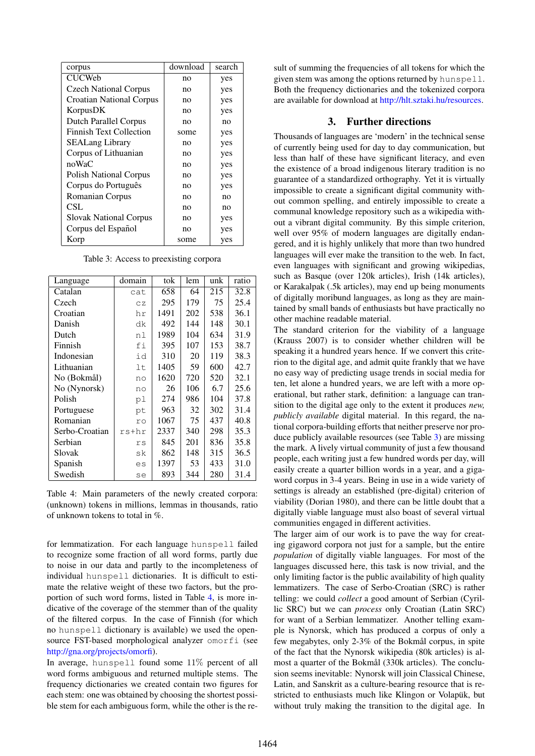| corpus | download | search |
|---|---|---|
| CUCWeb | no | yes |
| Czech National Corpus | no | yes |
| Croatian National Corpus | no | yes |
| KorpusDK | no | yes |
| Dutch Parallel Corpus | no | no |
| Finnish Text Collection | some | yes |
| SEALang Library | no | yes |
| Corpus of Lithuanian | no | yes |
| noWaC | no | yes |
| Polish National Corpus | no | yes |
| Corpus do Português | no | yes |
| Romanian Corpus | no | no |
| CSL | no | no |
| Slovak National Corpus | no | yes |
| Corpus del Español | no | yes |
| Korp | some | yes |

Table 3: Access to preexisting corpora

| Language | domain | tok | lem | unk | ratio |
|---|---|---|---|---|---|
| Catalan | cat | 658 | 64 | 215 | 32.8 |
| Czech | cz | 295 | 179 | 75 | 25.4 |
| Croatian | hr | 1491 | 202 | 538 | 36.1 |
| Danish | dk | 492 | 144 | 148 | 30.1 |
| Dutch | nl | 1989 | 104 | 634 | 31.9 |
| Finnish | fi | 395 | 107 | 153 | 38.7 |
| Indonesian | id | 310 | 20 | 119 | 38.3 |
| Lithuanian | lt | 1405 | 59 | 600 | 42.7 |
| No (Bokmål) | no | 1620 | 720 | 520 | 32.1 |
| No (Nynorsk) | no | 26 | 106 | 6.7 | 25.6 |
| Polish | pl | 274 | 986 | 104 | 37.8 |
| Portuguese | pt | 963 | 32 | 302 | 31.4 |
| Romanian | ro | 1067 | 75 | 437 | 40.8 |
| Serbo-Croatian | rs+hr | 2337 | 340 | 298 | 35.3 |
| Serbian | rs | 845 | 201 | 836 | 35.8 |
| Slovak | sk | 862 | 148 | 315 | 36.5 |
| Spanish | es | 1397 | 53 | 433 | 31.0 |
| Swedish | se | 893 | 344 | 280 | 31.4 |

Table 4: Main parameters of the newly created corpora: (unknown) tokens in millions, lemmas in thousands, ratio of unknown tokens to total in %.

for lemmatization. For each language hunspell failed to recognize some fraction of all word forms, partly due to noise in our data and partly to the incompleteness of individual hunspell dictionaries. It is difficult to estimate the relative weight of these two factors, but the proportion of such word forms, listed in Table 4, is more indicative of the coverage of the stemmer than of the quality of the filtered corpus. In the case of Finnish (for which no hunspell dictionary is available) we used the open-source FST-based morphological analyzer omorfi (see http://gna.org/projects/omorfi).

In average, hunspell found some 11% percent of all word forms ambiguous and returned multiple stems. The frequency dictionaries we created contain two figures for each stem: one was obtained by choosing the shortest possible stem for each ambiguous form, while the other is the result of summing the frequencies of all tokens for which the given stem was among the options returned by hunspell. Both the frequency dictionaries and the tokenized corpora are available for download at http://hlt.sztaki.hu/resources.

## 3. Further directions

Thousands of languages are 'modern' in the technical sense of currently being used for day to day communication, but less than half of these have significant literacy, and even the existence of a broad indigenous literary tradition is no guarantee of a standardized orthography. Yet it is virtually impossible to create a significant digital community without common spelling, and entirely impossible to create a communal knowledge repository such as a wikipedia without a vibrant digital community. By this simple criterion, well over 95% of modern languages are digitally endangered, and it is highly unlikely that more than two hundred languages will ever make the transition to the web. In fact, even languages with significant and growing wikipedias, such as Basque (over 120k articles), Irish (14k articles), or Karakalpak (.5k articles), may end up being monuments of digitally moribund languages, as long as they are maintained by small bands of enthusiasts but have practically no other machine readable material.

The standard criterion for the viability of a language (Krauss 2007) is to consider whether children will be speaking it a hundred years hence. If we convert this criterion to the digital age, and admit quite frankly that we have no easy way of predicting usage trends in social media for ten, let alone a hundred years, we are left with a more operational, but rather stark, definition: a language can transition to the digital age only to the extent it produces *new, publicly available* digital material. In this regard, the national corpora-building efforts that neither preserve nor produce publicly available resources (see Table 3) are missing the mark. A lively virtual community of just a few thousand people, each writing just a few hundred words per day, will easily create a quarter billion words in a year, and a gigaword corpus in 3-4 years. Being in use in a wide variety of settings is already an established (pre-digital) criterion of viability (Dorian 1980), and there can be little doubt that a digitally viable language must also boast of several virtual communities engaged in different activities.

The larger aim of our work is to pave the way for creating gigaword corpora not just for a sample, but the entire *population* of digitally viable languages. For most of the languages discussed here, this task is now trivial, and the only limiting factor is the public availability of high quality lemmatizers. The case of Serbo-Croatian (SRC) is rather telling: we could *collect* a good amount of Serbian (Cyrillic SRC) but we can *process* only Croatian (Latin SRC) for want of a Serbian lemmatizer. Another telling example is Nynorsk, which has produced a corpus of only a few megabytes, only 2-3% of the Bokmål corpus, in spite of the fact that the Nynorsk wikipedia (80k articles) is almost a quarter of the Bokmål (330k articles). The conclusion seems inevitable: Nynorsk will join Classical Chinese, Latin, and Sanskrit as a culture-bearing resource that is restricted to enthusiasts much like Klingon or Volapük, but without truly making the transition to the digital age. In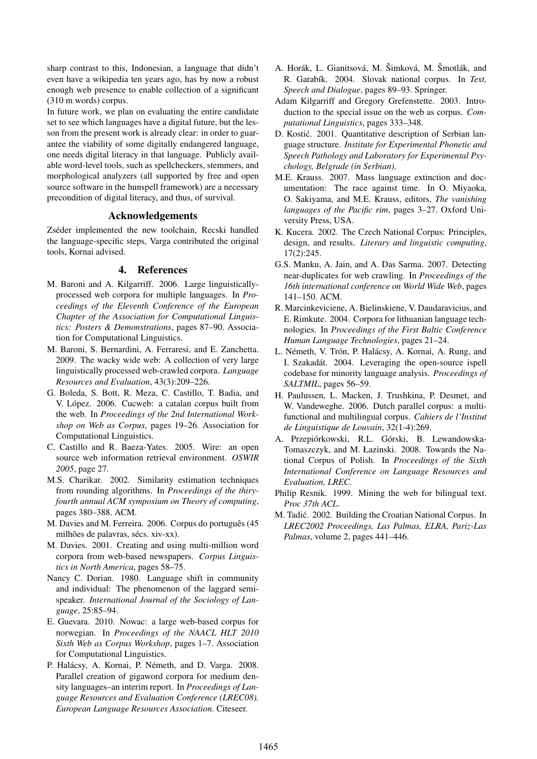sharp contrast to this, Indonesian, a language that didn't even have a wikipedia ten years ago, has by now a robust enough web presence to enable collection of a significant (310 m words) corpus.

In future work, we plan on evaluating the entire candidate set to see which languages have a digital future, but the lesson from the present work is already clear: in order to guarantee the viability of some digitally endangered language, one needs digital literacy in that language. Publicly available word-level tools, such as spellcheckers, stemmers, and morphological analyzers (all supported by free and open source software in the hunspell framework) are a necessary precondition of digital literacy, and thus, of survival.

### Acknowledgements

Zséder implemented the new toolchain, Recski handled the language-specific steps, Varga contributed the original tools, Kornai advised.

## 4. References

M. Baroni and A. Kilgarriff. 2006. Large linguistically-processed web corpora for multiple languages. In *Proceedings of the Eleventh Conference of the European Chapter of the Association for Computational Linguistics: Posters & Demonstrations*, pages 87–90. Association for Computational Linguistics.

M. Baroni, S. Bernardini, A. Ferraresi, and E. Zanchetta. 2009. The wacky wide web: A collection of very large linguistically processed web-crawled corpora. *Language Resources and Evaluation*, 43(3):209–226.

G. Boleda, S. Bott, R. Meza, C. Castillo, T. Badia, and V. López. 2006. Cucweb: a catalan corpus built from the web. In *Proceedings of the 2nd International Workshop on Web as Corpus*, pages 19–26. Association for Computational Linguistics.

C. Castillo and R. Baeza-Yates. 2005. Wire: an open source web information retrieval environment. *OSWIR 2005*, page 27.

M.S. Charikar. 2002. Similarity estimation techniques from rounding algorithms. In *Proceedings of the thiry-fourth annual ACM symposium on Theory of computing*, pages 380–388. ACM.

M. Davies and M. Ferreira. 2006. Corpus do português (45 milhões de palavras, sécs. xiv-xx).

M. Davies. 2001. Creating and using multi-million word corpora from web-based newspapers. *Corpus Linguistics in North America*, pages 58–75.

Nancy C. Dorian. 1980. Language shift in community and individual: The phenomenon of the laggard semi-speaker. *International Journal of the Sociology of Language*, 25:85–94.

E. Guevara. 2010. Nowac: a large web-based corpus for norwegian. In *Proceedings of the NAACL HLT 2010 Sixth Web as Corpus Workshop*, pages 1–7. Association for Computational Linguistics.

P. Halácsy, A. Kornai, P. Németh, and D. Varga. 2008. Parallel creation of gigaword corpora for medium density languages–an interim report. In *Proceedings of Language Resources and Evaluation Conference (LREC08). European Language Resources Association*. Citeseer.

A. Horák, L. Gianitsová, M. Šimková, M. Šmotlák, and R. Garabík. 2004. Slovak national corpus. In *Text, Speech and Dialogue*, pages 89–93. Springer.

Adam Kilgarriff and Gregory Grefenstette. 2003. Introduction to the special issue on the web as corpus. *Computational Linguistics*, pages 333–348.

D. Kostić. 2001. Quantitative description of Serbian language structure. *Institute for Experimental Phonetic and Speech Pathology and Laboratory for Experimental Psychology, Belgrade (in Serbian)*.

M.E. Krauss. 2007. Mass language extinction and documentation: The race against time. In O. Miyaoka, O. Sakiyama, and M.E. Krauss, editors, *The vanishing languages of the Pacific rim*, pages 3–27. Oxford University Press, USA.

K. Kucera. 2002. The Czech National Corpus: Principles, design, and results. *Literary and linguistic computing*, 17(2):245.

G.S. Manku, A. Jain, and A. Das Sarma. 2007. Detecting near-duplicates for web crawling. In *Proceedings of the 16th international conference on World Wide Web*, pages 141–150. ACM.

R. Marcinkeviciene, A. Bielinskiene, V. Daudaravicius, and E. Rimkute. 2004. Corpora for lithuanian language technologies. In *Proceedings of the First Baltic Conference Human Language Technologies*, pages 21–24.

L. Németh, V. Trón, P. Halácsy, A. Kornai, A. Rung, and I. Szakadát. 2004. Leveraging the open-source ispell codebase for minority language analysis. *Proceedings of SALTMIL*, pages 56–59.

H. Paulussen, L. Macken, J. Trushkina, P. Desmet, and W. Vandeweghe. 2006. Dutch parallel corpus: a multifunctional and multilingual corpus. *Cahiers de l'Institut de Linguistique de Louvain*, 32(1-4):269.

A. Przepiórkowski, R.L. Górski, B. Lewandowska-Tomaszczyk, and M. Łazinski. 2008. Towards the National Corpus of Polish. In *Proceedings of the Sixth International Conference on Language Resources and Evaluation, LREC*.

Philip Resnik. 1999. Mining the web for bilingual text. *Proc 37th ACL*.

M. Tadić. 2002. Building the Croatian National Corpus. In *LREC2002 Proceedings, Las Palmas, ELRA, Pariz-Las Palmas*, volume 2, pages 441–446.